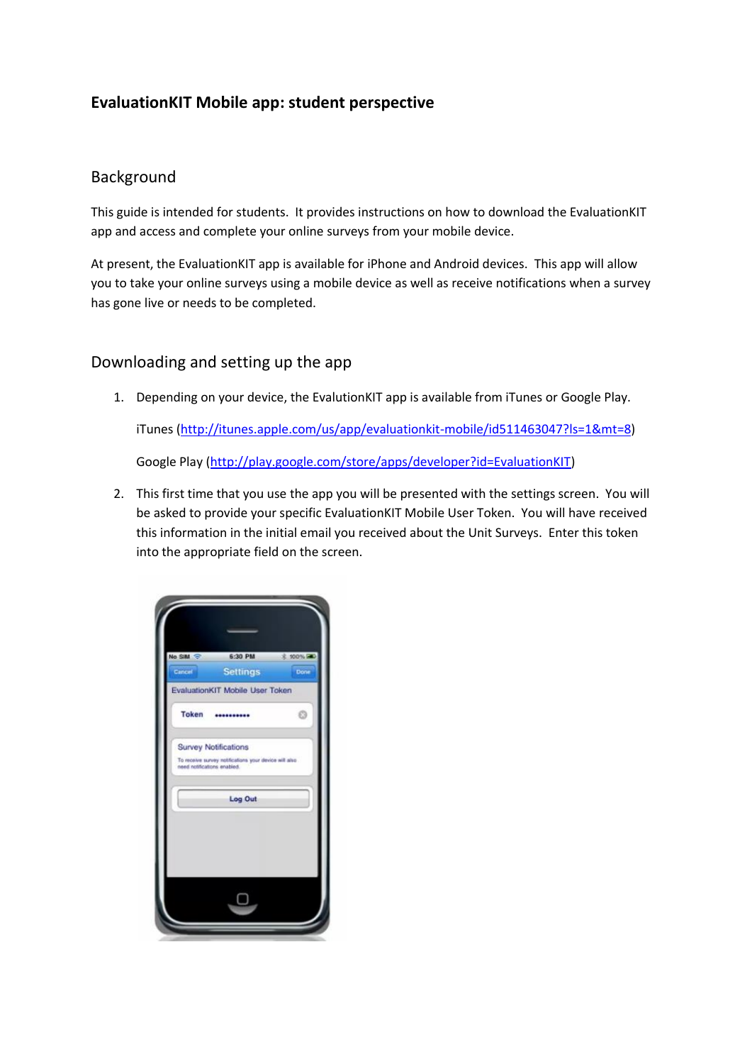# EvaluationKIT Mobile app: student perspective

## Background

This guide is intended for students. It provides instructions on how to download the EvaluationKIT app and access and complete your online surveys from your mobile device.

At present, the EvaluationKIT app is available for iPhone and Android devices. This app will allow you to take your online surveys using a mobile device as well as receive notifications when a survey has gone live or needs to be completed.

## Downloading and setting up the app

1. Depending on your device, the EvalutionKIT app is available from iTunes or Google Play.

   iTunes (http://itunes.apple.com/us/app/evaluationkit-mobile/id511463047?ls=1&mt=8)

   Google Play (http://play.google.com/store/apps/developer?id=EvaluationKIT)

2. This first time that you use the app you will be presented with the settings screen. You will be asked to provide your specific EvaluationKIT Mobile User Token. You will have received this information in the initial email you received about the Unit Surveys. Enter this token into the appropriate field on the screen.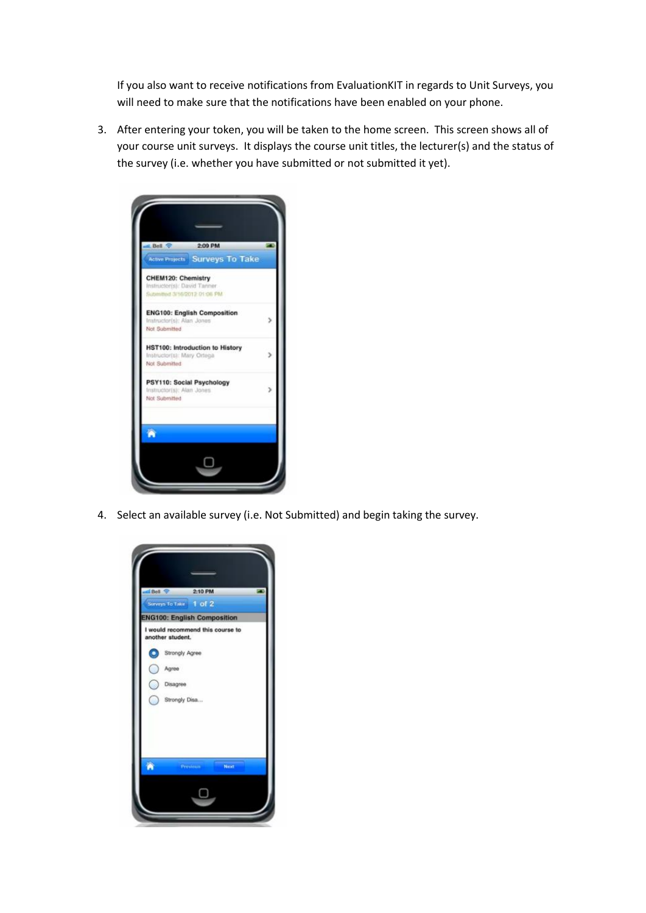If you also want to receive notifications from EvaluationKIT in regards to Unit Surveys, you will need to make sure that the notifications have been enabled on your phone.

3. After entering your token, you will be taken to the home screen. This screen shows all of your course unit surveys. It displays the course unit titles, the lecturer(s) and the status of the survey (i.e. whether you have submitted or not submitted it yet).

4. Select an available survey (i.e. Not Submitted) and begin taking the survey.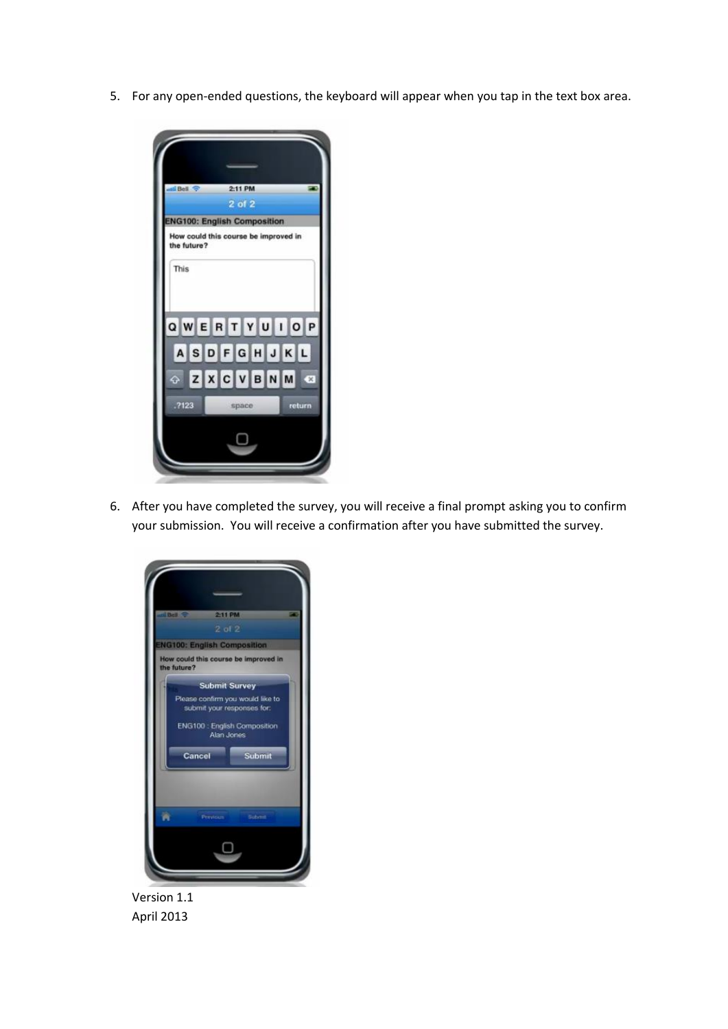5. For any open-ended questions, the keyboard will appear when you tap in the text box area.

6. After you have completed the survey, you will receive a final prompt asking you to confirm your submission. You will receive a confirmation after you have submitted the survey.

Version 1.1
April 2013